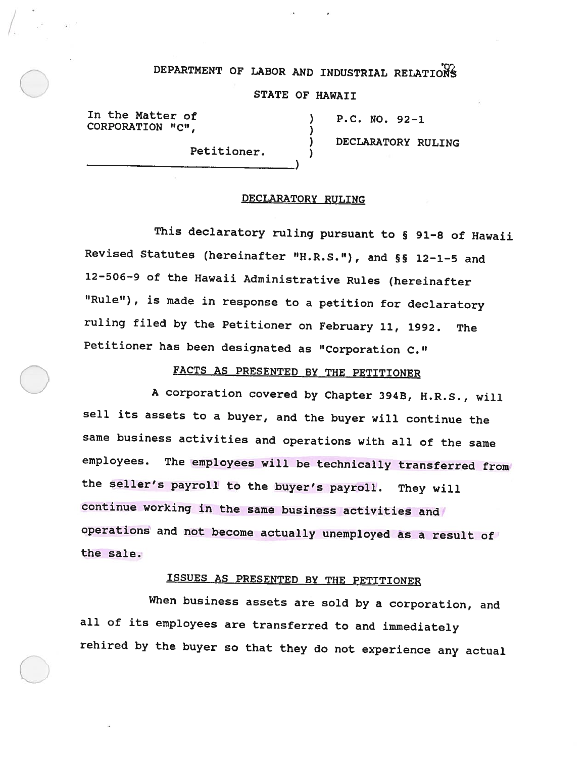# DEPARTMENT OF LABOR AND INDUSTRIAL RELATIONS

## STATE OF HAWAII

| | | |
|---|---|---|
| In the Matter of CORPORATION "C", | ) | P.C. NO. 92-1 |
| | ) | |
| | ) | DECLARATORY RULING |
| Petitioner. | ) | |

## DECLARATORY RULING

This declaratory ruling pursuant to § 91-8 of Hawaii Revised Statutes (hereinafter "H.R.S."), and §§ 12-1-5 and 12-506-9 of the Hawaii Administrative Rules (hereinafter "Rule"), is made in response to a petition for declaratory ruling filed by the Petitioner on February 11, 1992. The Petitioner has been designated as "Corporation C."

### FACTS AS PRESENTED BY THE PETITIONER

A corporation covered by Chapter 394B, H.R.S., will sell its assets to a buyer, and the buyer will continue the same business activities and operations with all of the same employees. The employees will be technically transferred from the seller's payroll to the buyer's payroll. They will continue working in the same business activities and operations and not become actually unemployed as a result of the sale.

### ISSUES AS PRESENTED BY THE PETITIONER

When business assets are sold by a corporation, and all of its employees are transferred to and immediately rehired by the buyer so that they do not experience any actual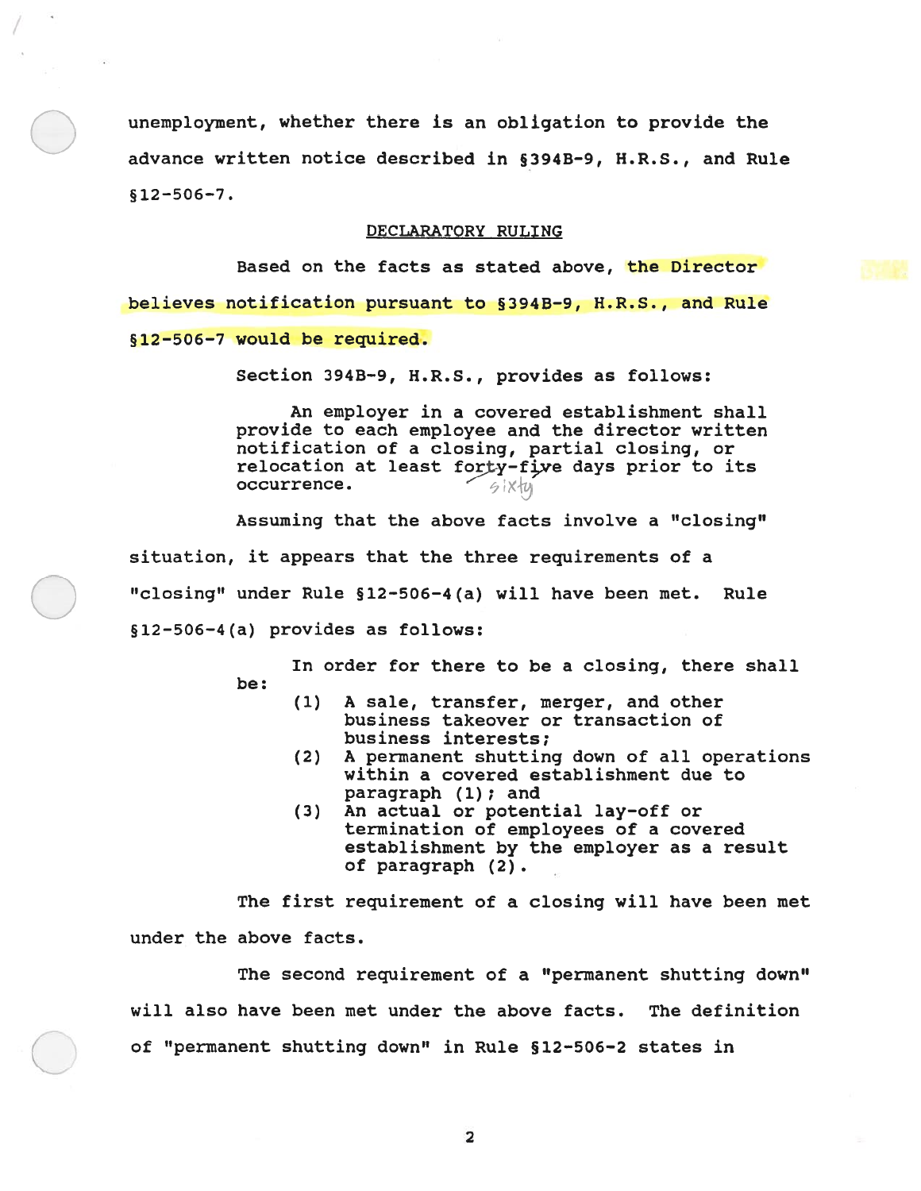unemployment, whether there is an obligation to provide the advance written notice described in §394B-9, H.R.S., and Rule §12-506-7.

## DECLARATORY RULING

Based on the facts as stated above, the Director believes notification pursuant to §394B-9, H.R.S., and Rule §12-506-7 would be required.

Section 394B-9, H.R.S., provides as follows:

> An employer in a covered establishment shall provide to each employee and the director written notification of a closing, partial closing, or relocation at least ~~forty-five~~ sixty days prior to its occurrence.

Assuming that the above facts involve a "closing" situation, it appears that the three requirements of a "closing" under Rule §12-506-4(a) will have been met. Rule §12-506-4(a) provides as follows:

> In order for there to be a closing, there shall be:
>
> (1) A sale, transfer, merger, and other business takeover or transaction of business interests;
>
> (2) A permanent shutting down of all operations within a covered establishment due to paragraph (1); and
>
> (3) An actual or potential lay-off or termination of employees of a covered establishment by the employer as a result of paragraph (2).

The first requirement of a closing will have been met under the above facts.

The second requirement of a "permanent shutting down" will also have been met under the above facts. The definition of "permanent shutting down" in Rule §12-506-2 states in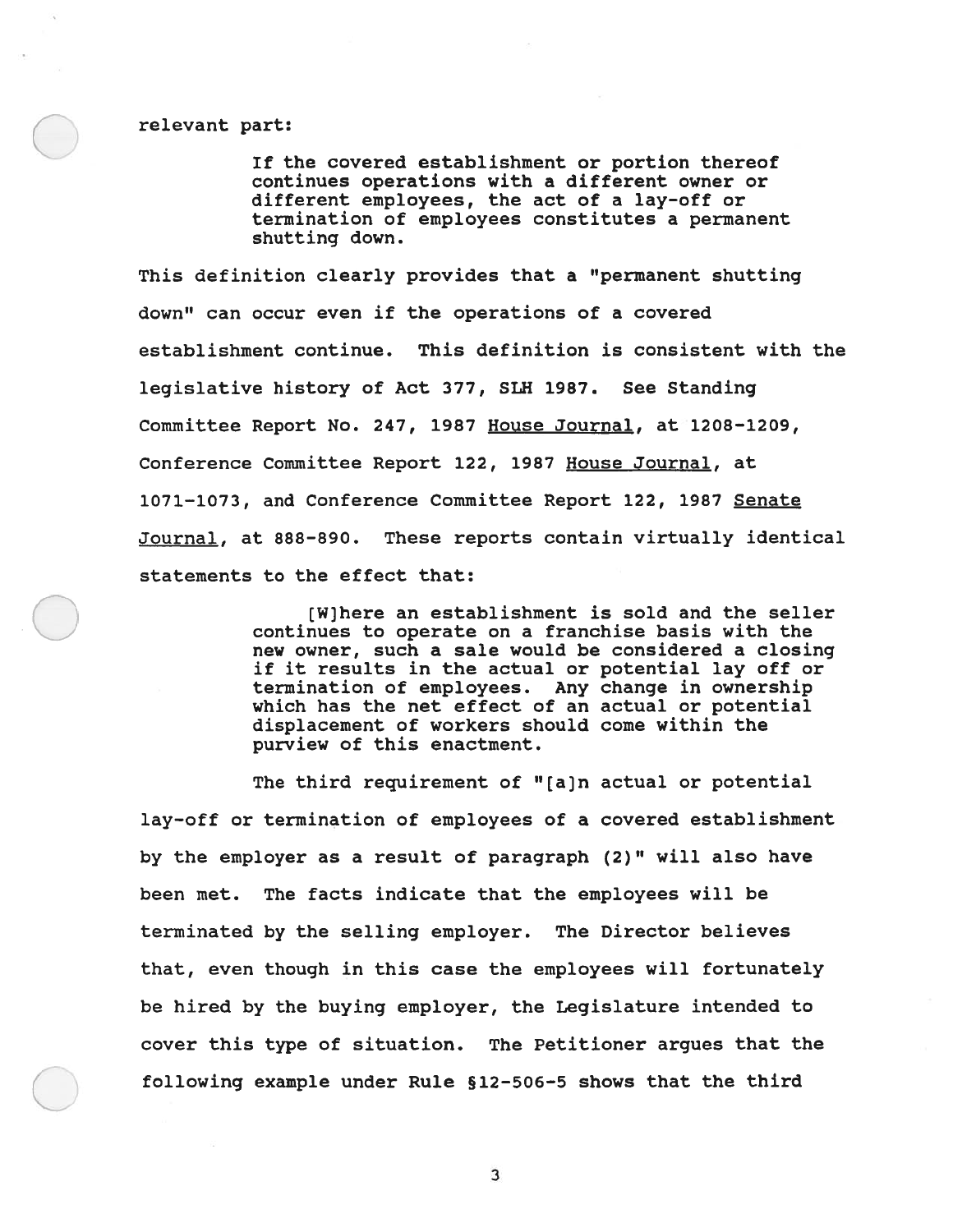relevant part:

> If the covered establishment or portion thereof continues operations with a different owner or different employees, the act of a lay-off or termination of employees constitutes a permanent shutting down.

This definition clearly provides that a "permanent shutting down" can occur even if the operations of a covered establishment continue. This definition is consistent with the legislative history of Act 377, SLH 1987. See Standing Committee Report No. 247, 1987 House Journal, at 1208-1209, Conference Committee Report 122, 1987 House Journal, at 1071-1073, and Conference Committee Report 122, 1987 Senate Journal, at 888-890. These reports contain virtually identical statements to the effect that:

> [W]here an establishment is sold and the seller continues to operate on a franchise basis with the new owner, such a sale would be considered a closing if it results in the actual or potential lay off or termination of employees. Any change in ownership which has the net effect of an actual or potential displacement of workers should come within the purview of this enactment.

The third requirement of "[a]n actual or potential lay-off or termination of employees of a covered establishment by the employer as a result of paragraph (2)" will also have been met. The facts indicate that the employees will be terminated by the selling employer. The Director believes that, even though in this case the employees will fortunately be hired by the buying employer, the Legislature intended to cover this type of situation. The Petitioner argues that the following example under Rule §12-506-5 shows that the third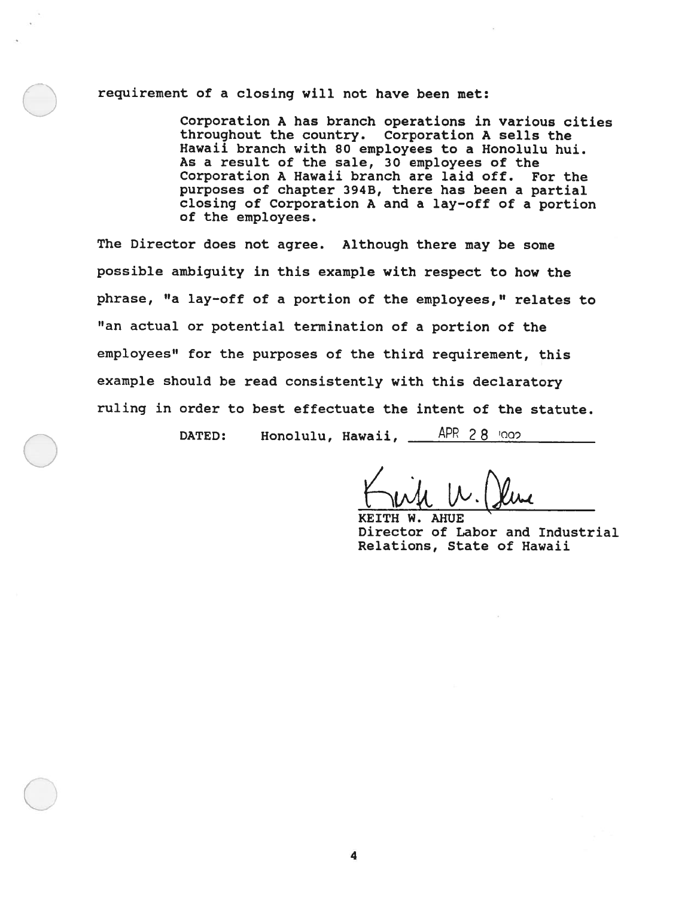requirement of a closing will not have been met:

> Corporation A has branch operations in various cities throughout the country. Corporation A sells the Hawaii branch with 80 employees to a Honolulu hui. As a result of the sale, 30 employees of the Corporation A Hawaii branch are laid off. For the purposes of chapter 394B, there has been a partial closing of Corporation A and a lay-off of a portion of the employees.

The Director does not agree. Although there may be some possible ambiguity in this example with respect to how the phrase, "a lay-off of a portion of the employees," relates to "an actual or potential termination of a portion of the employees" for the purposes of the third requirement, this example should be read consistently with this declaratory ruling in order to best effectuate the intent of the statute.

DATED: Honolulu, Hawaii, APR 28 1992

KEITH W. AHUE
Director of Labor and Industrial Relations, State of Hawaii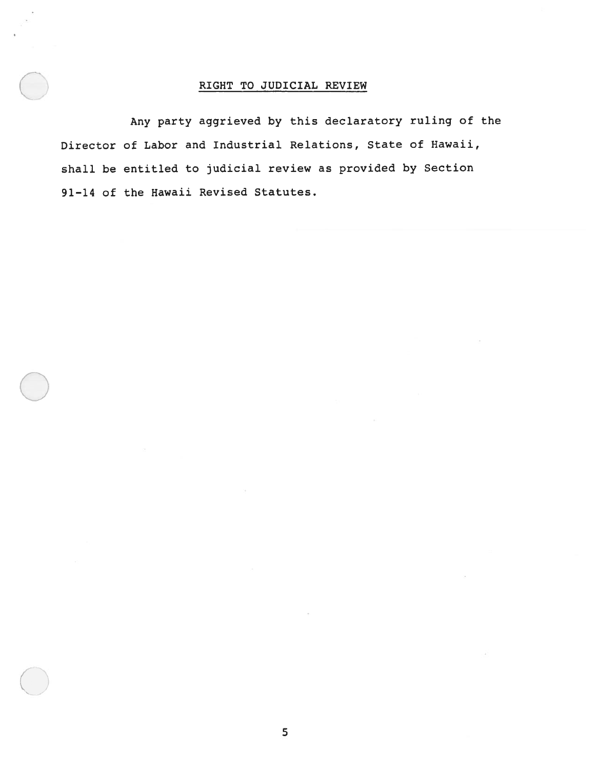## RIGHT TO JUDICIAL REVIEW

Any party aggrieved by this declaratory ruling of the Director of Labor and Industrial Relations, State of Hawaii, shall be entitled to judicial review as provided by Section 91-14 of the Hawaii Revised Statutes.